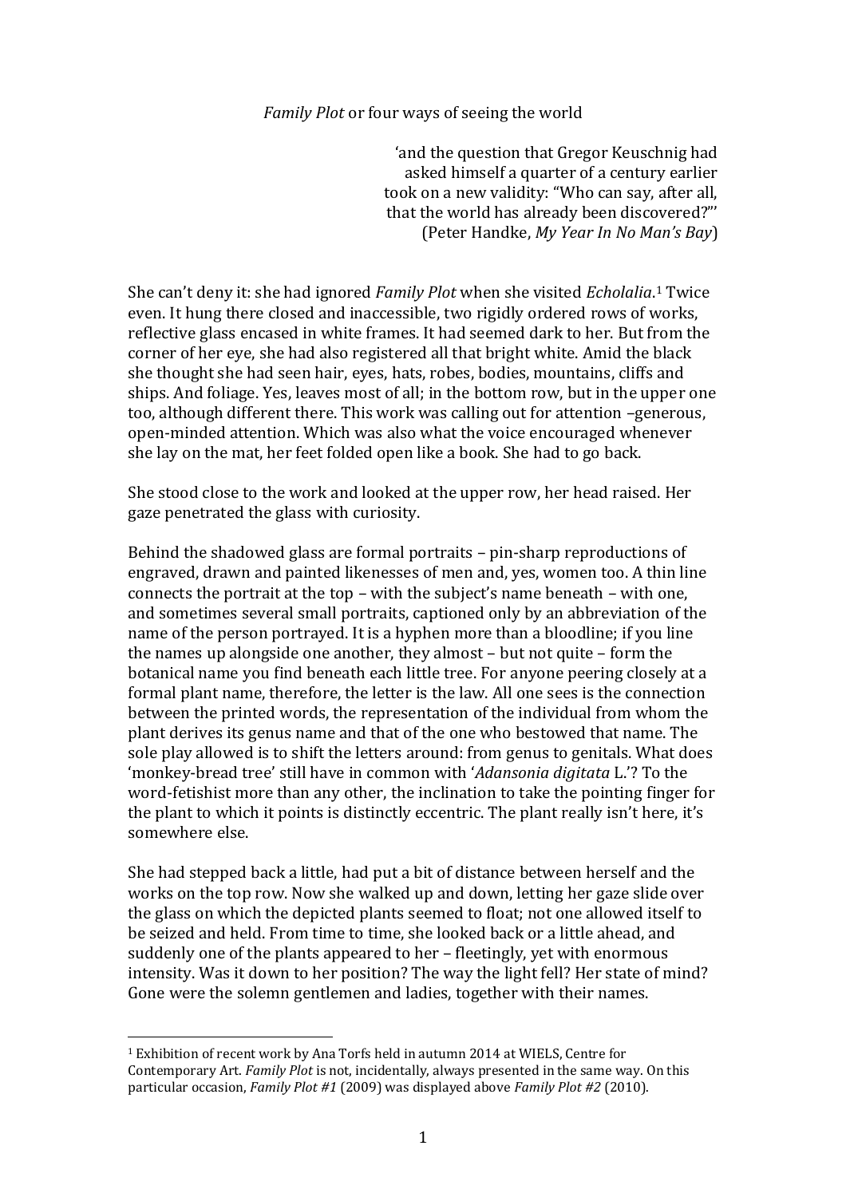*Family Plot* or four ways of seeing the world

> 'and the question that Gregor Keuschnig had asked himself a quarter of a century earlier took on a new validity: "Who can say, after all, that the world has already been discovered?"'
> (Peter Handke, *My Year In No Man's Bay*)

She can't deny it: she had ignored *Family Plot* when she visited *Echolalia*.[1] Twice even. It hung there closed and inaccessible, two rigidly ordered rows of works, reflective glass encased in white frames. It had seemed dark to her. But from the corner of her eye, she had also registered all that bright white. Amid the black she thought she had seen hair, eyes, hats, robes, bodies, mountains, cliffs and ships. And foliage. Yes, leaves most of all; in the bottom row, but in the upper one too, although different there. This work was calling out for attention –generous, open-minded attention. Which was also what the voice encouraged whenever she lay on the mat, her feet folded open like a book. She had to go back.

She stood close to the work and looked at the upper row, her head raised. Her gaze penetrated the glass with curiosity.

Behind the shadowed glass are formal portraits – pin-sharp reproductions of engraved, drawn and painted likenesses of men and, yes, women too. A thin line connects the portrait at the top – with the subject's name beneath – with one, and sometimes several small portraits, captioned only by an abbreviation of the name of the person portrayed. It is a hyphen more than a bloodline; if you line the names up alongside one another, they almost – but not quite – form the botanical name you find beneath each little tree. For anyone peering closely at a formal plant name, therefore, the letter is the law. All one sees is the connection between the printed words, the representation of the individual from whom the plant derives its genus name and that of the one who bestowed that name. The sole play allowed is to shift the letters around: from genus to genitals. What does 'monkey-bread tree' still have in common with '*Adansonia digitata* L.'? To the word-fetishist more than any other, the inclination to take the pointing finger for the plant to which it points is distinctly eccentric. The plant really isn't here, it's somewhere else.

She had stepped back a little, had put a bit of distance between herself and the works on the top row. Now she walked up and down, letting her gaze slide over the glass on which the depicted plants seemed to float; not one allowed itself to be seized and held. From time to time, she looked back or a little ahead, and suddenly one of the plants appeared to her – fleetingly, yet with enormous intensity. Was it down to her position? The way the light fell? Her state of mind? Gone were the solemn gentlemen and ladies, together with their names.

---

[1] Exhibition of recent work by Ana Torfs held in autumn 2014 at WIELS, Centre for Contemporary Art. *Family Plot* is not, incidentally, always presented in the same way. On this particular occasion, *Family Plot #1* (2009) was displayed above *Family Plot #2* (2010).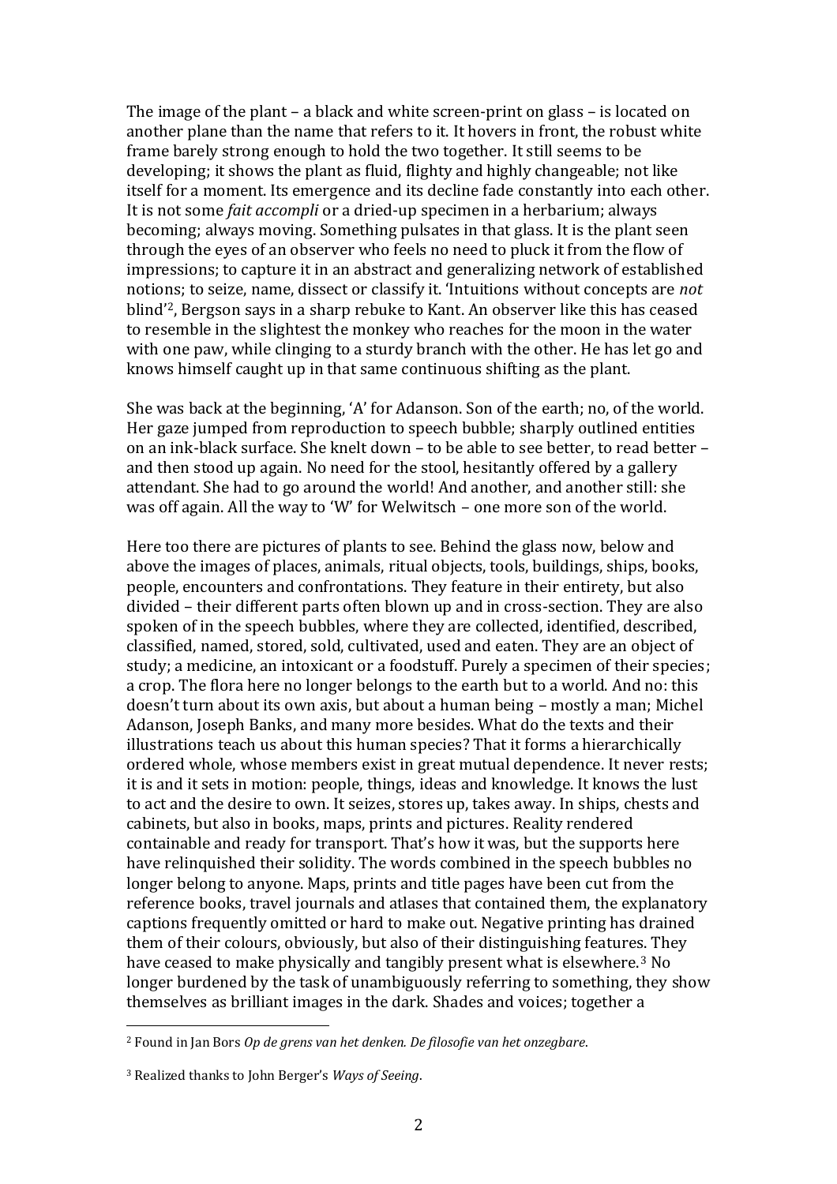The image of the plant – a black and white screen-print on glass – is located on another plane than the name that refers to it. It hovers in front, the robust white frame barely strong enough to hold the two together. It still seems to be developing; it shows the plant as fluid, flighty and highly changeable; not like itself for a moment. Its emergence and its decline fade constantly into each other. It is not some *fait accompli* or a dried-up specimen in a herbarium; always becoming; always moving. Something pulsates in that glass. It is the plant seen through the eyes of an observer who feels no need to pluck it from the flow of impressions; to capture it in an abstract and generalizing network of established notions; to seize, name, dissect or classify it. 'Intuitions without concepts are *not* blind'[2], Bergson says in a sharp rebuke to Kant. An observer like this has ceased to resemble in the slightest the monkey who reaches for the moon in the water with one paw, while clinging to a sturdy branch with the other. He has let go and knows himself caught up in that same continuous shifting as the plant.

She was back at the beginning, 'A' for Adanson. Son of the earth; no, of the world. Her gaze jumped from reproduction to speech bubble; sharply outlined entities on an ink-black surface. She knelt down – to be able to see better, to read better – and then stood up again. No need for the stool, hesitantly offered by a gallery attendant. She had to go around the world! And another, and another still: she was off again. All the way to 'W' for Welwitsch – one more son of the world.

Here too there are pictures of plants to see. Behind the glass now, below and above the images of places, animals, ritual objects, tools, buildings, ships, books, people, encounters and confrontations. They feature in their entirety, but also divided – their different parts often blown up and in cross-section. They are also spoken of in the speech bubbles, where they are collected, identified, described, classified, named, stored, sold, cultivated, used and eaten. They are an object of study; a medicine, an intoxicant or a foodstuff. Purely a specimen of their species; a crop. The flora here no longer belongs to the earth but to a world. And no: this doesn't turn about its own axis, but about a human being – mostly a man; Michel Adanson, Joseph Banks, and many more besides. What do the texts and their illustrations teach us about this human species? That it forms a hierarchically ordered whole, whose members exist in great mutual dependence. It never rests; it is and it sets in motion: people, things, ideas and knowledge. It knows the lust to act and the desire to own. It seizes, stores up, takes away. In ships, chests and cabinets, but also in books, maps, prints and pictures. Reality rendered containable and ready for transport. That's how it was, but the supports here have relinquished their solidity. The words combined in the speech bubbles no longer belong to anyone. Maps, prints and title pages have been cut from the reference books, travel journals and atlases that contained them, the explanatory captions frequently omitted or hard to make out. Negative printing has drained them of their colours, obviously, but also of their distinguishing features. They have ceased to make physically and tangibly present what is elsewhere.[3] No longer burdened by the task of unambiguously referring to something, they show themselves as brilliant images in the dark. Shades and voices; together a

---

[2] Found in Jan Bors *Op de grens van het denken. De filosofie van het onzegbare*.

[3] Realized thanks to John Berger's *Ways of Seeing*.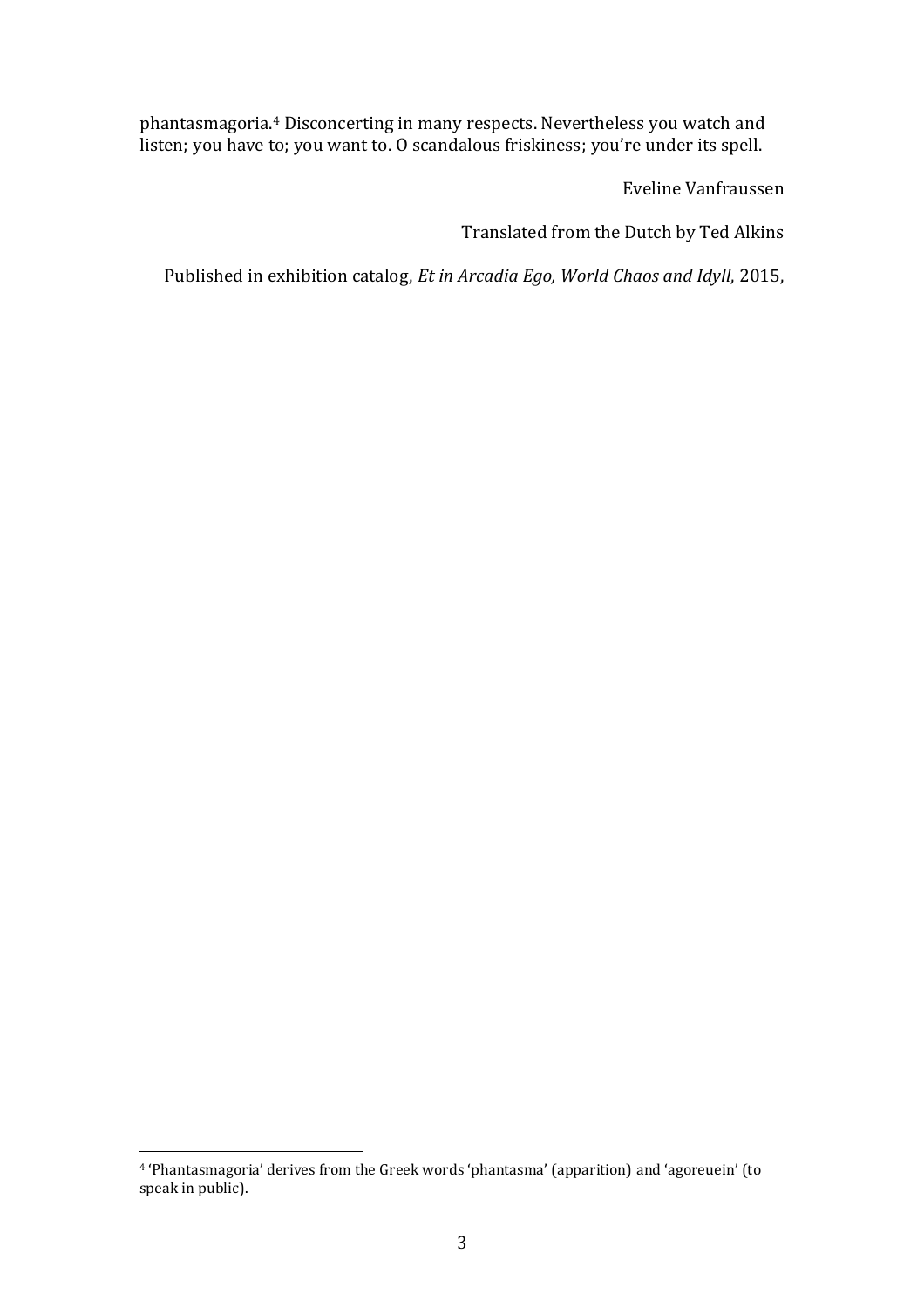phantasmagoria.[4] Disconcerting in many respects. Nevertheless you watch and listen; you have to; you want to. O scandalous friskiness; you're under its spell.

Eveline Vanfraussen

Translated from the Dutch by Ted Alkins

Published in exhibition catalog, *Et in Arcadia Ego, World Chaos and Idyll*, 2015,

---

[4] 'Phantasmagoria' derives from the Greek words 'phantasma' (apparition) and 'agoreuein' (to speak in public).